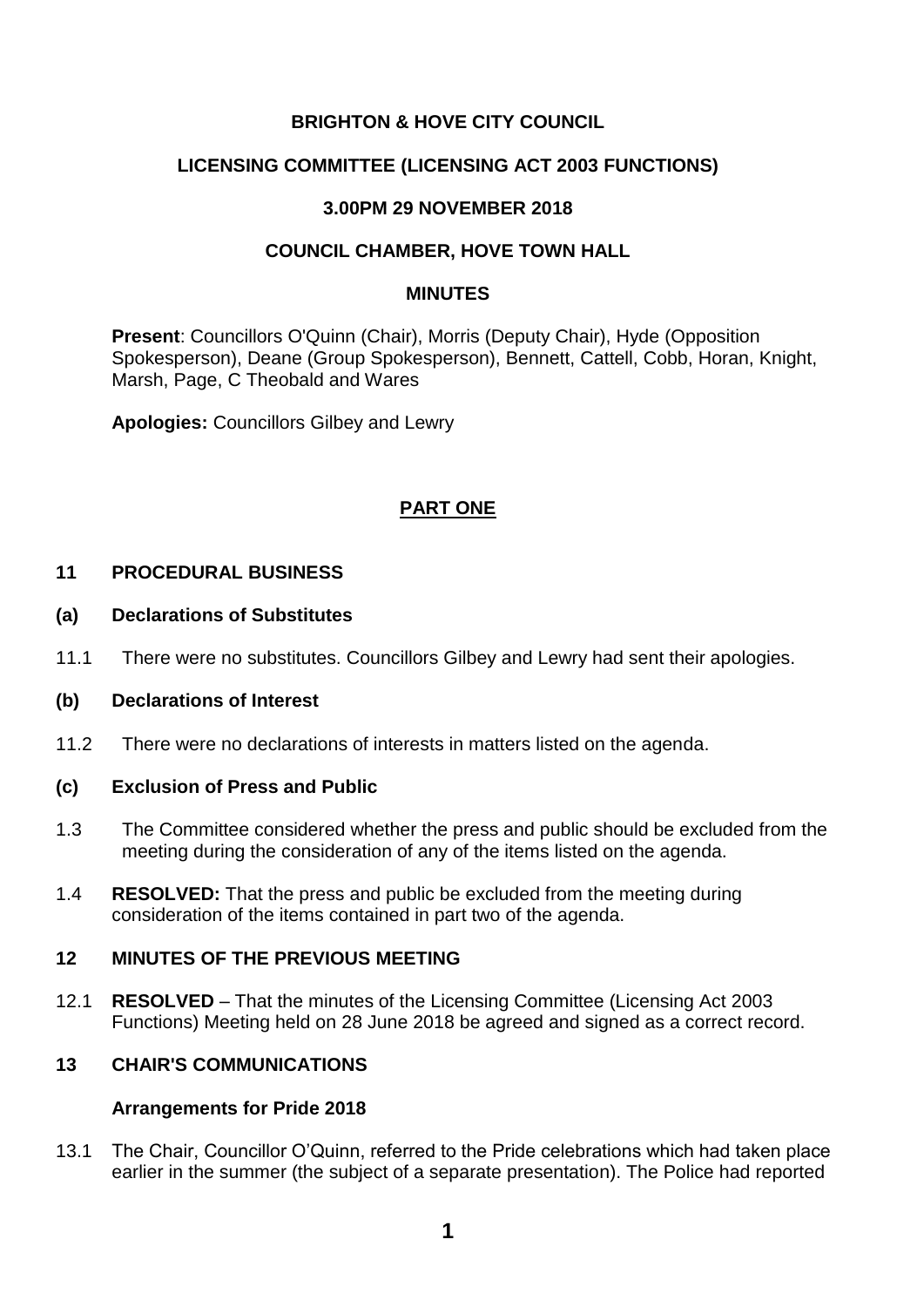**BRIGHTON & HOVE CITY COUNCIL**

**LICENSING COMMITTEE (LICENSING ACT 2003 FUNCTIONS)**

**3.00PM 29 NOVEMBER 2018**

**COUNCIL CHAMBER, HOVE TOWN HALL**

**MINUTES**

**Present**: Councillors O'Quinn (Chair), Morris (Deputy Chair), Hyde (Opposition Spokesperson), Deane (Group Spokesperson), Bennett, Cattell, Cobb, Horan, Knight, Marsh, Page, C Theobald and Wares

**Apologies:** Councillors Gilbey and Lewry

## PART ONE

### 11 PROCEDURAL BUSINESS

**(a) Declarations of Substitutes**

11.1 There were no substitutes. Councillors Gilbey and Lewry had sent their apologies.

**(b) Declarations of Interest**

11.2 There were no declarations of interests in matters listed on the agenda.

**(c) Exclusion of Press and Public**

1.3 The Committee considered whether the press and public should be excluded from the meeting during the consideration of any of the items listed on the agenda.

1.4 **RESOLVED:** That the press and public be excluded from the meeting during consideration of the items contained in part two of the agenda.

### 12 MINUTES OF THE PREVIOUS MEETING

12.1 **RESOLVED** – That the minutes of the Licensing Committee (Licensing Act 2003 Functions) Meeting held on 28 June 2018 be agreed and signed as a correct record.

### 13 CHAIR'S COMMUNICATIONS

**Arrangements for Pride 2018**

13.1 The Chair, Councillor O'Quinn, referred to the Pride celebrations which had taken place earlier in the summer (the subject of a separate presentation). The Police had reported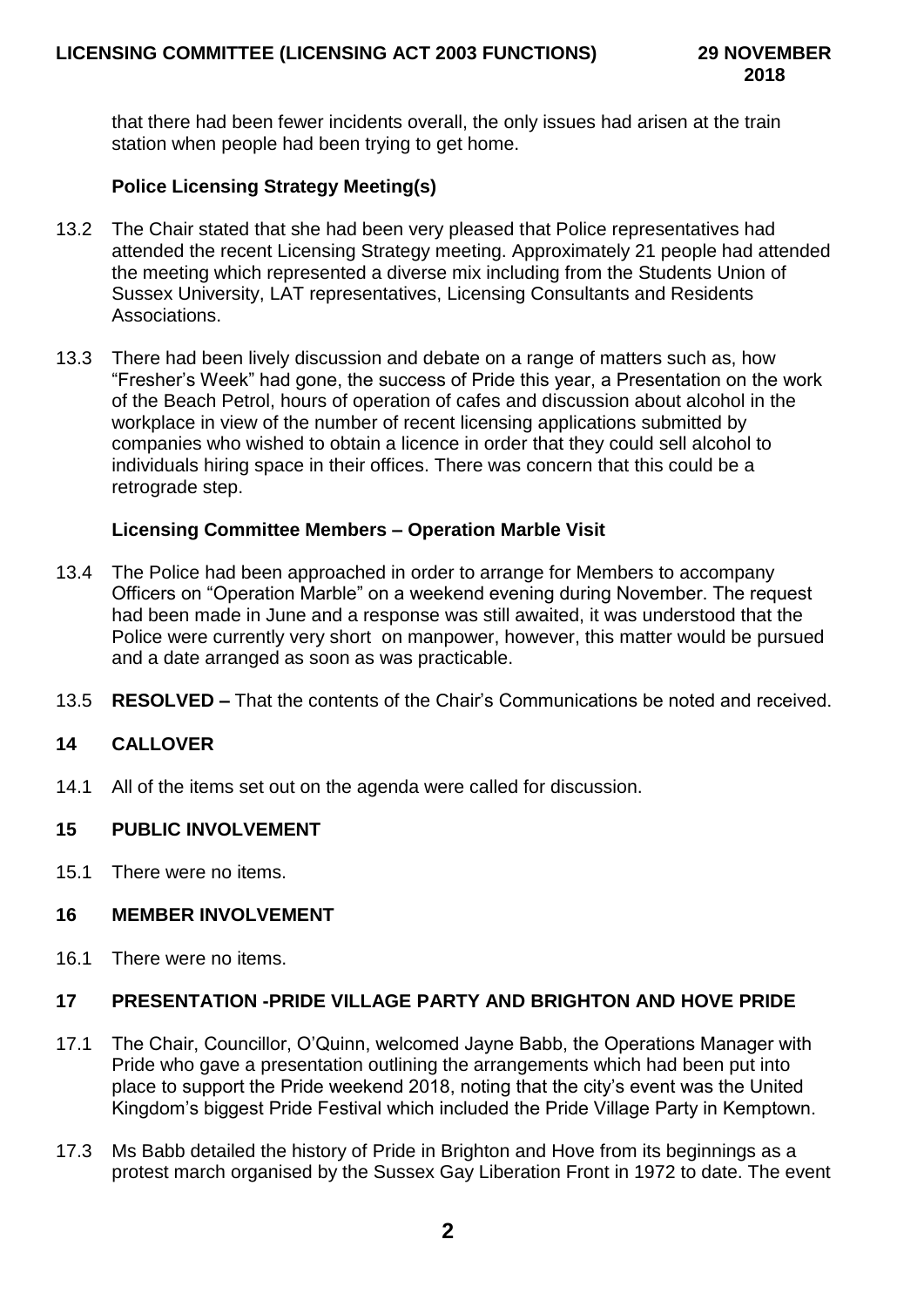that there had been fewer incidents overall, the only issues had arisen at the train station when people had been trying to get home.

**Police Licensing Strategy Meeting(s)**

13.2 The Chair stated that she had been very pleased that Police representatives had attended the recent Licensing Strategy meeting. Approximately 21 people had attended the meeting which represented a diverse mix including from the Students Union of Sussex University, LAT representatives, Licensing Consultants and Residents Associations.

13.3 There had been lively discussion and debate on a range of matters such as, how "Fresher's Week" had gone, the success of Pride this year, a Presentation on the work of the Beach Petrol, hours of operation of cafes and discussion about alcohol in the workplace in view of the number of recent licensing applications submitted by companies who wished to obtain a licence in order that they could sell alcohol to individuals hiring space in their offices. There was concern that this could be a retrograde step.

**Licensing Committee Members – Operation Marble Visit**

13.4 The Police had been approached in order to arrange for Members to accompany Officers on "Operation Marble" on a weekend evening during November. The request had been made in June and a response was still awaited, it was understood that the Police were currently very short on manpower, however, this matter would be pursued and a date arranged as soon as was practicable.

13.5 **RESOLVED –** That the contents of the Chair's Communications be noted and received.

## 14 CALLOVER

14.1 All of the items set out on the agenda were called for discussion.

## 15 PUBLIC INVOLVEMENT

15.1 There were no items.

## 16 MEMBER INVOLVEMENT

16.1 There were no items.

## 17 PRESENTATION -PRIDE VILLAGE PARTY AND BRIGHTON AND HOVE PRIDE

17.1 The Chair, Councillor, O'Quinn, welcomed Jayne Babb, the Operations Manager with Pride who gave a presentation outlining the arrangements which had been put into place to support the Pride weekend 2018, noting that the city's event was the United Kingdom's biggest Pride Festival which included the Pride Village Party in Kemptown.

17.3 Ms Babb detailed the history of Pride in Brighton and Hove from its beginnings as a protest march organised by the Sussex Gay Liberation Front in 1972 to date. The event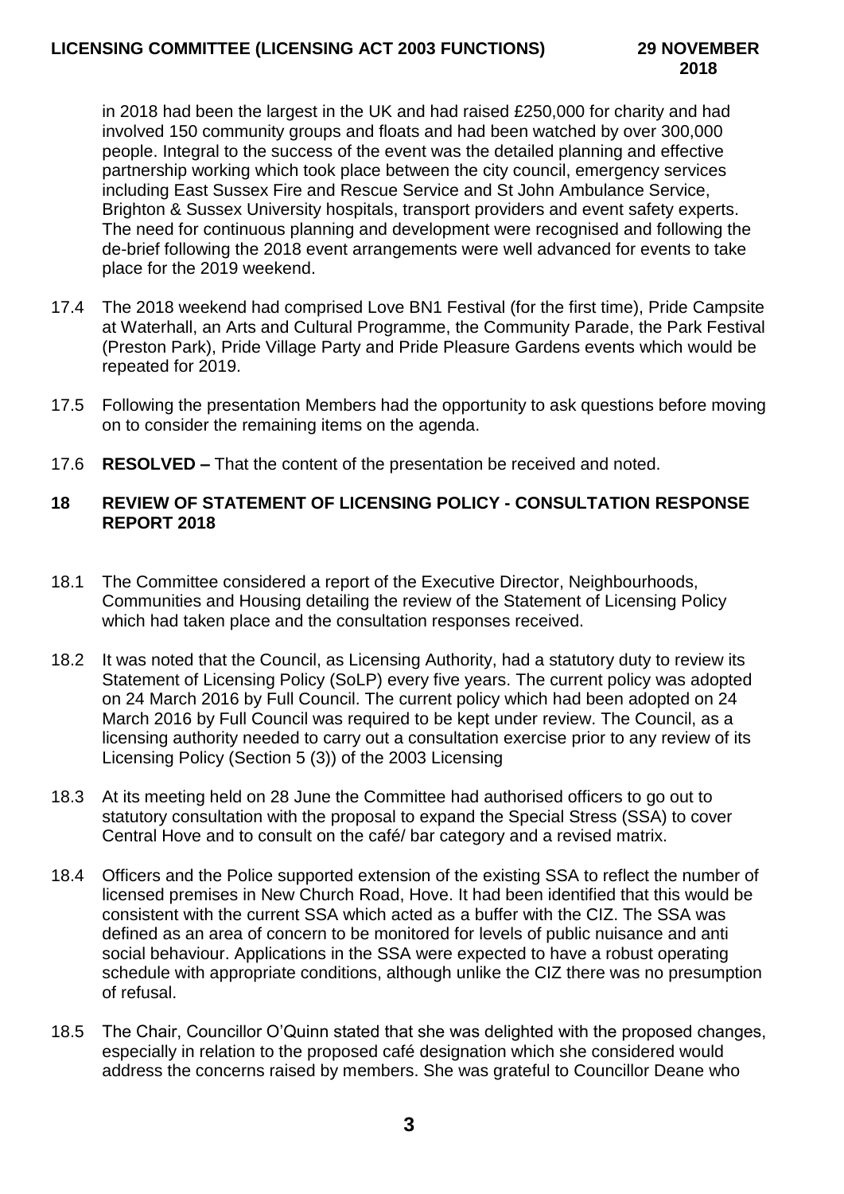in 2018 had been the largest in the UK and had raised £250,000 for charity and had involved 150 community groups and floats and had been watched by over 300,000 people. Integral to the success of the event was the detailed planning and effective partnership working which took place between the city council, emergency services including East Sussex Fire and Rescue Service and St John Ambulance Service, Brighton & Sussex University hospitals, transport providers and event safety experts. The need for continuous planning and development were recognised and following the de-brief following the 2018 event arrangements were well advanced for events to take place for the 2019 weekend.

17.4 The 2018 weekend had comprised Love BN1 Festival (for the first time), Pride Campsite at Waterhall, an Arts and Cultural Programme, the Community Parade, the Park Festival (Preston Park), Pride Village Party and Pride Pleasure Gardens events which would be repeated for 2019.

17.5 Following the presentation Members had the opportunity to ask questions before moving on to consider the remaining items on the agenda.

17.6 **RESOLVED –** That the content of the presentation be received and noted.

## 18 REVIEW OF STATEMENT OF LICENSING POLICY - CONSULTATION RESPONSE REPORT 2018

18.1 The Committee considered a report of the Executive Director, Neighbourhoods, Communities and Housing detailing the review of the Statement of Licensing Policy which had taken place and the consultation responses received.

18.2 It was noted that the Council, as Licensing Authority, had a statutory duty to review its Statement of Licensing Policy (SoLP) every five years. The current policy was adopted on 24 March 2016 by Full Council. The current policy which had been adopted on 24 March 2016 by Full Council was required to be kept under review. The Council, as a licensing authority needed to carry out a consultation exercise prior to any review of its Licensing Policy (Section 5 (3)) of the 2003 Licensing

18.3 At its meeting held on 28 June the Committee had authorised officers to go out to statutory consultation with the proposal to expand the Special Stress (SSA) to cover Central Hove and to consult on the café/ bar category and a revised matrix.

18.4 Officers and the Police supported extension of the existing SSA to reflect the number of licensed premises in New Church Road, Hove. It had been identified that this would be consistent with the current SSA which acted as a buffer with the CIZ. The SSA was defined as an area of concern to be monitored for levels of public nuisance and anti social behaviour. Applications in the SSA were expected to have a robust operating schedule with appropriate conditions, although unlike the CIZ there was no presumption of refusal.

18.5 The Chair, Councillor O'Quinn stated that she was delighted with the proposed changes, especially in relation to the proposed café designation which she considered would address the concerns raised by members. She was grateful to Councillor Deane who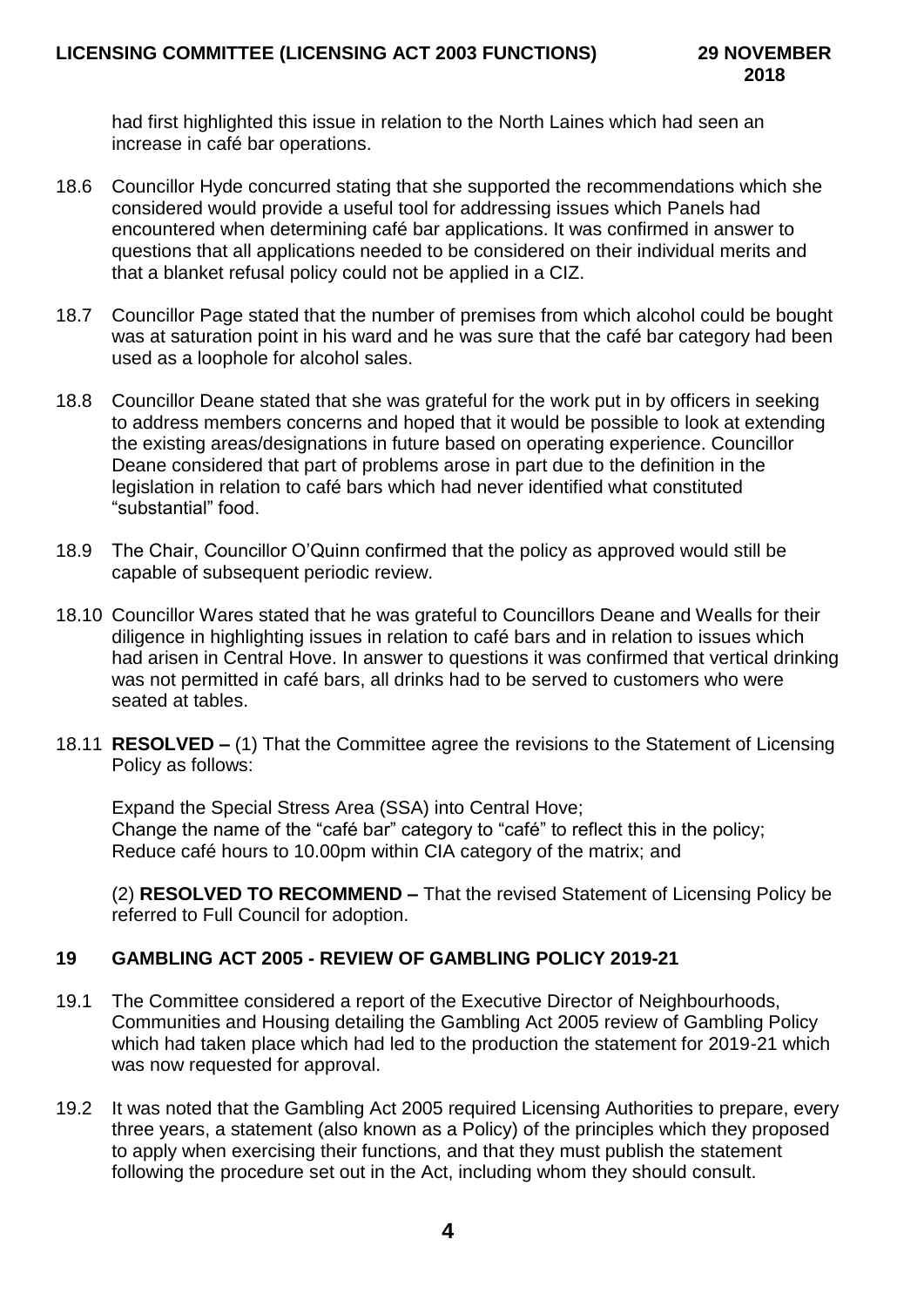had first highlighted this issue in relation to the North Laines which had seen an increase in café bar operations.

18.6 Councillor Hyde concurred stating that she supported the recommendations which she considered would provide a useful tool for addressing issues which Panels had encountered when determining café bar applications. It was confirmed in answer to questions that all applications needed to be considered on their individual merits and that a blanket refusal policy could not be applied in a CIZ.

18.7 Councillor Page stated that the number of premises from which alcohol could be bought was at saturation point in his ward and he was sure that the café bar category had been used as a loophole for alcohol sales.

18.8 Councillor Deane stated that she was grateful for the work put in by officers in seeking to address members concerns and hoped that it would be possible to look at extending the existing areas/designations in future based on operating experience. Councillor Deane considered that part of problems arose in part due to the definition in the legislation in relation to café bars which had never identified what constituted "substantial" food.

18.9 The Chair, Councillor O'Quinn confirmed that the policy as approved would still be capable of subsequent periodic review.

18.10 Councillor Wares stated that he was grateful to Councillors Deane and Wealls for their diligence in highlighting issues in relation to café bars and in relation to issues which had arisen in Central Hove. In answer to questions it was confirmed that vertical drinking was not permitted in café bars, all drinks had to be served to customers who were seated at tables.

18.11 **RESOLVED –** (1) That the Committee agree the revisions to the Statement of Licensing Policy as follows:

Expand the Special Stress Area (SSA) into Central Hove;
Change the name of the "café bar" category to "café" to reflect this in the policy;
Reduce café hours to 10.00pm within CIA category of the matrix; and

(2) **RESOLVED TO RECOMMEND –** That the revised Statement of Licensing Policy be referred to Full Council for adoption.

## 19 GAMBLING ACT 2005 - REVIEW OF GAMBLING POLICY 2019-21

19.1 The Committee considered a report of the Executive Director of Neighbourhoods, Communities and Housing detailing the Gambling Act 2005 review of Gambling Policy which had taken place which had led to the production the statement for 2019-21 which was now requested for approval.

19.2 It was noted that the Gambling Act 2005 required Licensing Authorities to prepare, every three years, a statement (also known as a Policy) of the principles which they proposed to apply when exercising their functions, and that they must publish the statement following the procedure set out in the Act, including whom they should consult.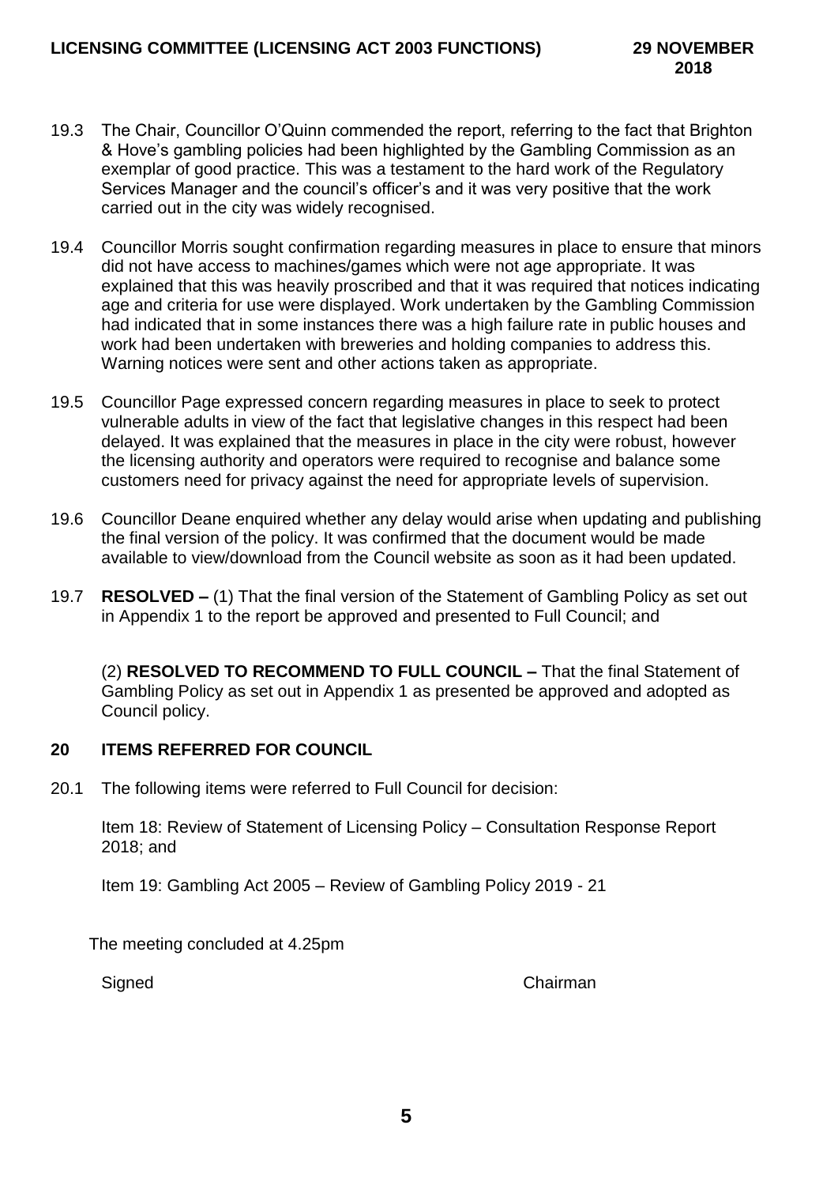19.3 The Chair, Councillor O'Quinn commended the report, referring to the fact that Brighton & Hove's gambling policies had been highlighted by the Gambling Commission as an exemplar of good practice. This was a testament to the hard work of the Regulatory Services Manager and the council's officer's and it was very positive that the work carried out in the city was widely recognised.

19.4 Councillor Morris sought confirmation regarding measures in place to ensure that minors did not have access to machines/games which were not age appropriate. It was explained that this was heavily proscribed and that it was required that notices indicating age and criteria for use were displayed. Work undertaken by the Gambling Commission had indicated that in some instances there was a high failure rate in public houses and work had been undertaken with breweries and holding companies to address this. Warning notices were sent and other actions taken as appropriate.

19.5 Councillor Page expressed concern regarding measures in place to seek to protect vulnerable adults in view of the fact that legislative changes in this respect had been delayed. It was explained that the measures in place in the city were robust, however the licensing authority and operators were required to recognise and balance some customers need for privacy against the need for appropriate levels of supervision.

19.6 Councillor Deane enquired whether any delay would arise when updating and publishing the final version of the policy. It was confirmed that the document would be made available to view/download from the Council website as soon as it had been updated.

19.7 **RESOLVED –** (1) That the final version of the Statement of Gambling Policy as set out in Appendix 1 to the report be approved and presented to Full Council; and

(2) **RESOLVED TO RECOMMEND TO FULL COUNCIL –** That the final Statement of Gambling Policy as set out in Appendix 1 as presented be approved and adopted as Council policy.

## 20 ITEMS REFERRED FOR COUNCIL

20.1 The following items were referred to Full Council for decision:

Item 18: Review of Statement of Licensing Policy – Consultation Response Report 2018; and

Item 19: Gambling Act 2005 – Review of Gambling Policy 2019 - 21

The meeting concluded at 4.25pm

Signed Chairman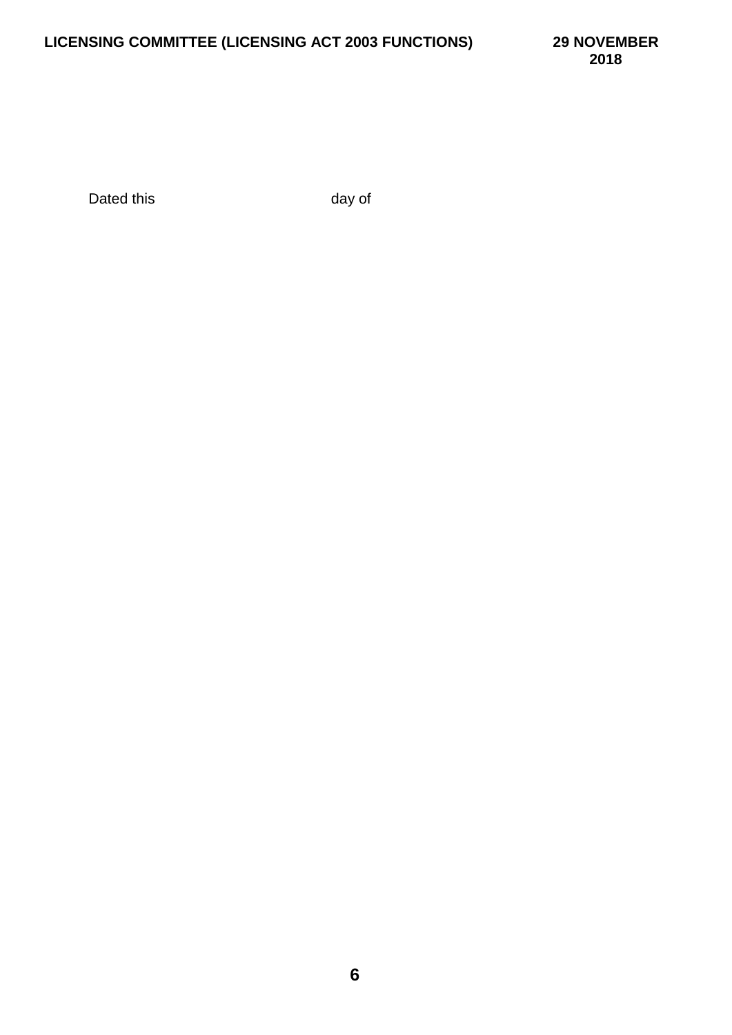Dated this day of